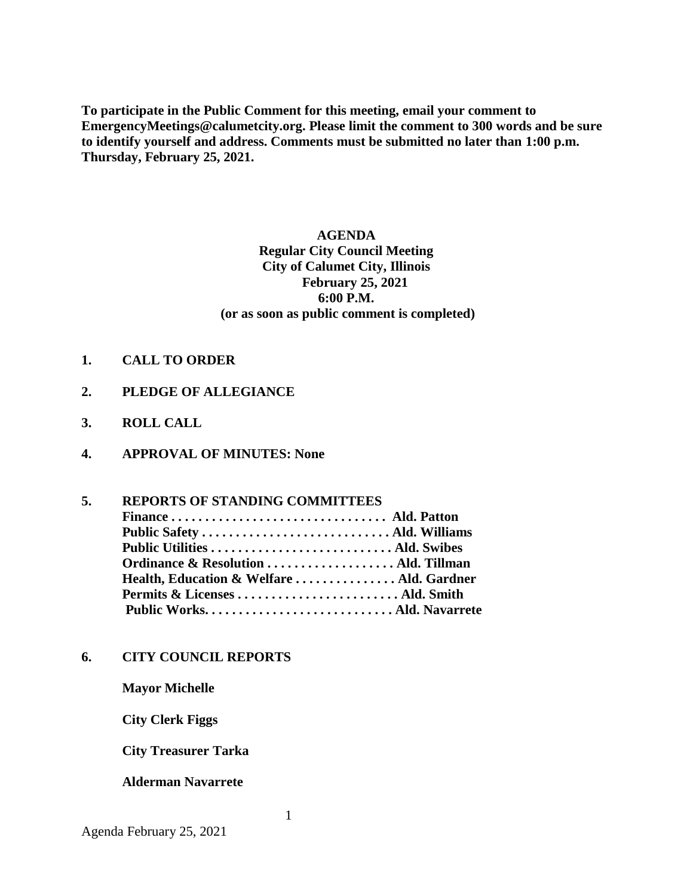**To participate in the Public Comment for this meeting, email your comment to EmergencyMeetings@calumetcity.org. Please limit the comment to 300 words and be sure to identify yourself and address. Comments must be submitted no later than 1:00 p.m. Thursday, February 25, 2021.**

**AGENDA**
**Regular City Council Meeting**
**City of Calumet City, Illinois**
**February 25, 2021**
**6:00 P.M.**
**(or as soon as public comment is completed)**

**1. CALL TO ORDER**

**2. PLEDGE OF ALLEGIANCE**

**3. ROLL CALL**

**4. APPROVAL OF MINUTES: None**

**5. REPORTS OF STANDING COMMITTEES**

**Finance . . . . . . . . . . . . . . . . . . . . . . . . . . . . . . . . Ald. Patton**
**Public Safety . . . . . . . . . . . . . . . . . . . . . . . . . . . . Ald. Williams**
**Public Utilities . . . . . . . . . . . . . . . . . . . . . . . . . . . Ald. Swibes**
**Ordinance & Resolution . . . . . . . . . . . . . . . . . . . Ald. Tillman**
**Health, Education & Welfare . . . . . . . . . . . . . . . Ald. Gardner**
**Permits & Licenses . . . . . . . . . . . . . . . . . . . . . . . . Ald. Smith**
**Public Works. . . . . . . . . . . . . . . . . . . . . . . . . . . . Ald. Navarrete**

**6. CITY COUNCIL REPORTS**

**Mayor Michelle**

**City Clerk Figgs**

**City Treasurer Tarka**

**Alderman Navarrete**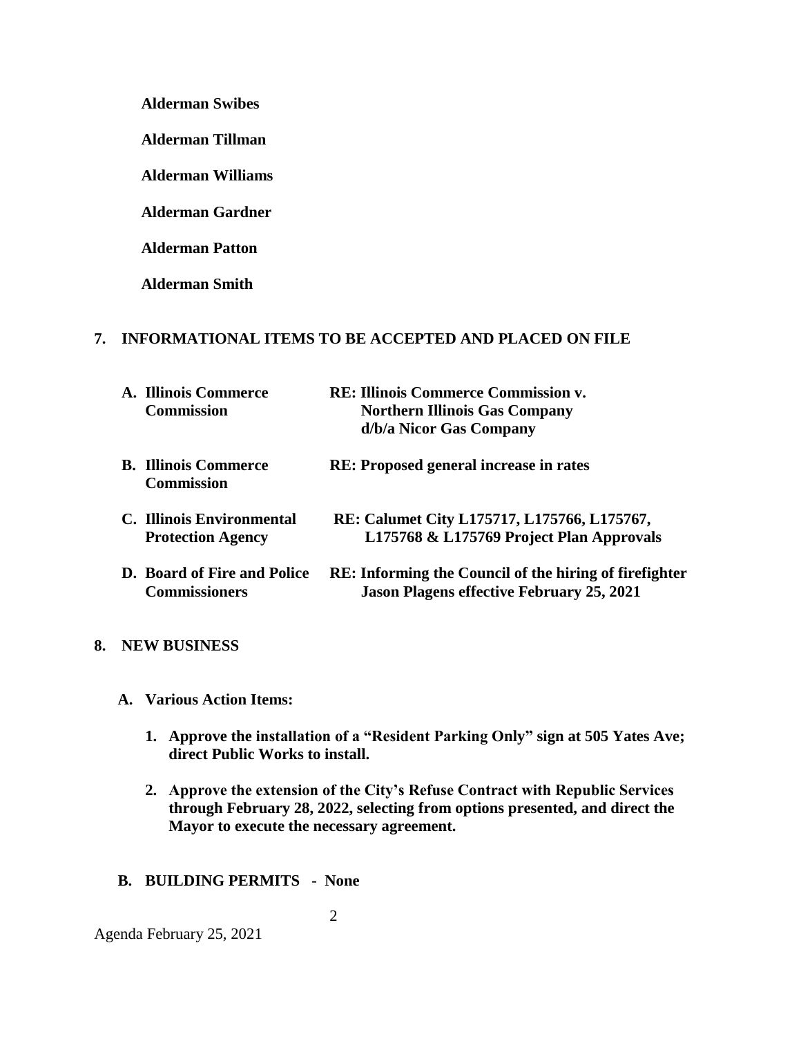**Alderman Swibes**

**Alderman Tillman**

**Alderman Williams**

**Alderman Gardner**

**Alderman Patton**

**Alderman Smith**

## 7. INFORMATIONAL ITEMS TO BE ACCEPTED AND PLACED ON FILE

| | |
|---|---|
| **A. Illinois Commerce Commission** | **RE: Illinois Commerce Commission v. Northern Illinois Gas Company d/b/a Nicor Gas Company** |
| **B. Illinois Commerce Commission** | **RE: Proposed general increase in rates** |
| **C. Illinois Environmental Protection Agency** | **RE: Calumet City L175717, L175766, L175767, L175768 & L175769 Project Plan Approvals** |
| **D. Board of Fire and Police Commissioners** | **RE: Informing the Council of the hiring of firefighter Jason Plagens effective February 25, 2021** |

## 8. NEW BUSINESS

**A. Various Action Items:**

1. **Approve the installation of a "Resident Parking Only" sign at 505 Yates Ave; direct Public Works to install.**

2. **Approve the extension of the City's Refuse Contract with Republic Services through February 28, 2022, selecting from options presented, and direct the Mayor to execute the necessary agreement.**

**B. BUILDING PERMITS - None**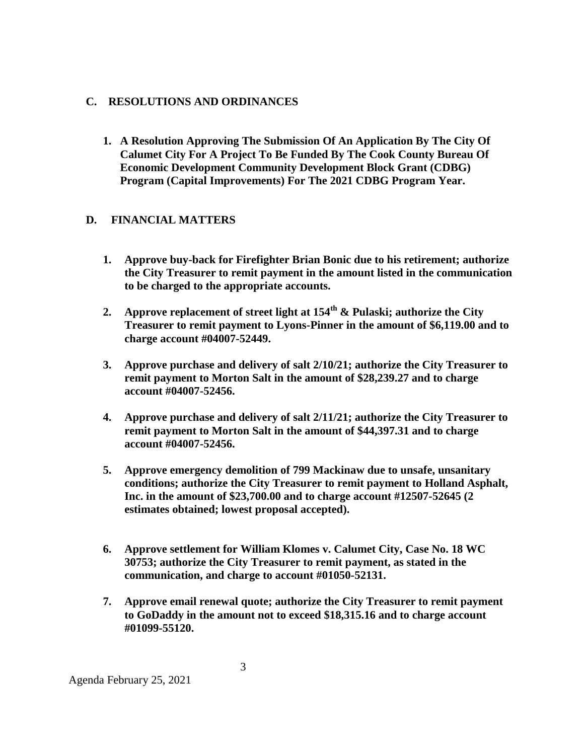## C. RESOLUTIONS AND ORDINANCES

1. **A Resolution Approving The Submission Of An Application By The City Of Calumet City For A Project To Be Funded By The Cook County Bureau Of Economic Development Community Development Block Grant (CDBG) Program (Capital Improvements) For The 2021 CDBG Program Year.**

## D. FINANCIAL MATTERS

1. **Approve buy-back for Firefighter Brian Bonic due to his retirement; authorize the City Treasurer to remit payment in the amount listed in the communication to be charged to the appropriate accounts.**

2. **Approve replacement of street light at 154th & Pulaski; authorize the City Treasurer to remit payment to Lyons-Pinner in the amount of $6,119.00 and to charge account #04007-52449.**

3. **Approve purchase and delivery of salt 2/10/21; authorize the City Treasurer to remit payment to Morton Salt in the amount of $28,239.27 and to charge account #04007-52456.**

4. **Approve purchase and delivery of salt 2/11/21; authorize the City Treasurer to remit payment to Morton Salt in the amount of $44,397.31 and to charge account #04007-52456.**

5. **Approve emergency demolition of 799 Mackinaw due to unsafe, unsanitary conditions; authorize the City Treasurer to remit payment to Holland Asphalt, Inc. in the amount of $23,700.00 and to charge account #12507-52645 (2 estimates obtained; lowest proposal accepted).**

6. **Approve settlement for William Klomes v. Calumet City, Case No. 18 WC 30753; authorize the City Treasurer to remit payment, as stated in the communication, and charge to account #01050-52131.**

7. **Approve email renewal quote; authorize the City Treasurer to remit payment to GoDaddy in the amount not to exceed $18,315.16 and to charge account #01099-55120.**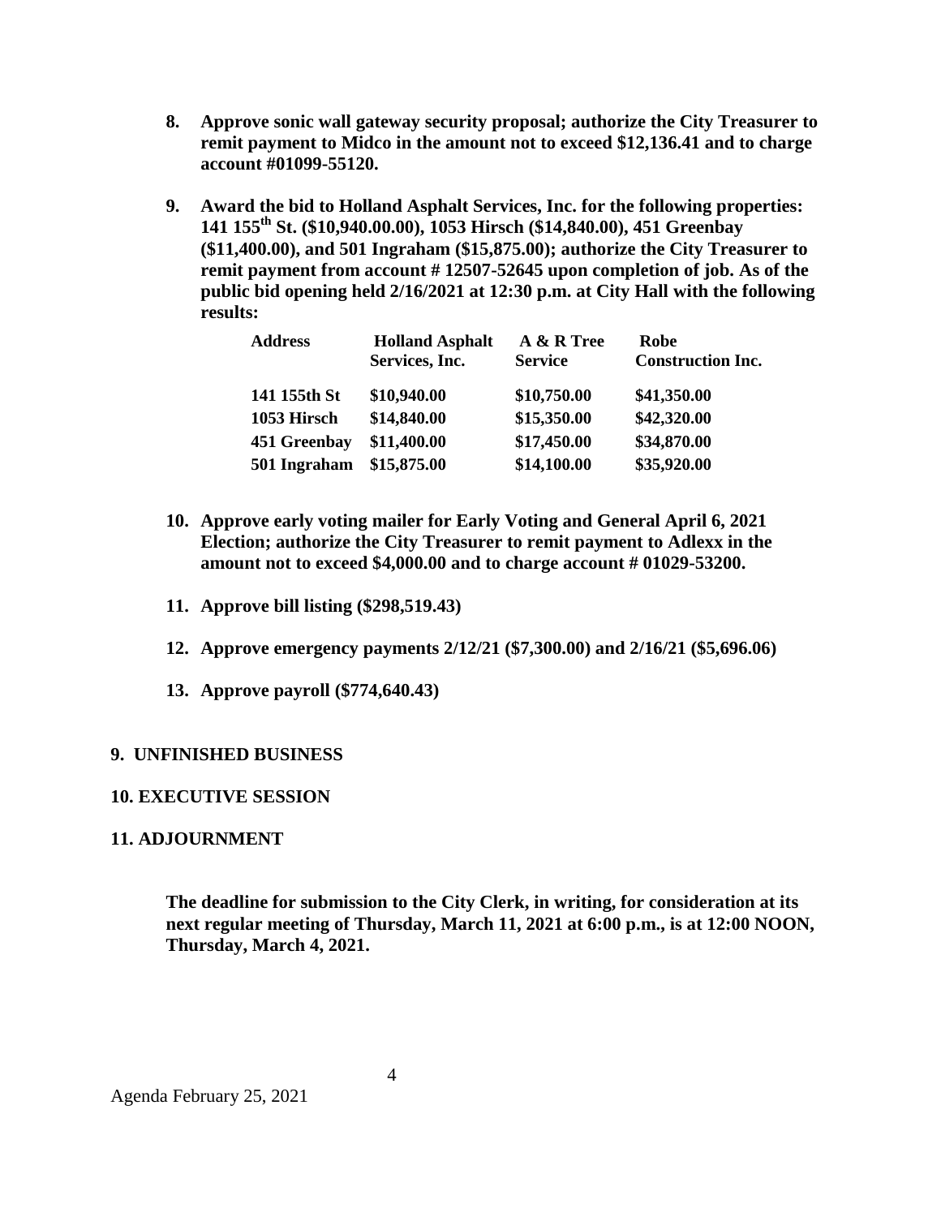8. **Approve sonic wall gateway security proposal; authorize the City Treasurer to remit payment to Midco in the amount not to exceed $12,136.41 and to charge account #01099-55120.**

9. **Award the bid to Holland Asphalt Services, Inc. for the following properties: 141 155th St. ($10,940.00.00), 1053 Hirsch ($14,840.00), 451 Greenbay ($11,400.00), and 501 Ingraham ($15,875.00); authorize the City Treasurer to remit payment from account # 12507-52645 upon completion of job. As of the public bid opening held 2/16/2021 at 12:30 p.m. at City Hall with the following results:**

| **Address** | **Holland Asphalt Services, Inc.** | **A & R Tree Service** | **Robe Construction Inc.** |
|---|---|---|---|
| **141 155th St** | **$10,940.00** | **$10,750.00** | **$41,350.00** |
| **1053 Hirsch** | **$14,840.00** | **$15,350.00** | **$42,320.00** |
| **451 Greenbay** | **$11,400.00** | **$17,450.00** | **$34,870.00** |
| **501 Ingraham** | **$15,875.00** | **$14,100.00** | **$35,920.00** |

10. **Approve early voting mailer for Early Voting and General April 6, 2021 Election; authorize the City Treasurer to remit payment to Adlexx in the amount not to exceed $4,000.00 and to charge account # 01029-53200.**

11. **Approve bill listing ($298,519.43)**

12. **Approve emergency payments 2/12/21 ($7,300.00) and 2/16/21 ($5,696.06)**

13. **Approve payroll ($774,640.43)**

## 9. UNFINISHED BUSINESS

## 10. EXECUTIVE SESSION

## 11. ADJOURNMENT

**The deadline for submission to the City Clerk, in writing, for consideration at its next regular meeting of Thursday, March 11, 2021 at 6:00 p.m., is at 12:00 NOON, Thursday, March 4, 2021.**